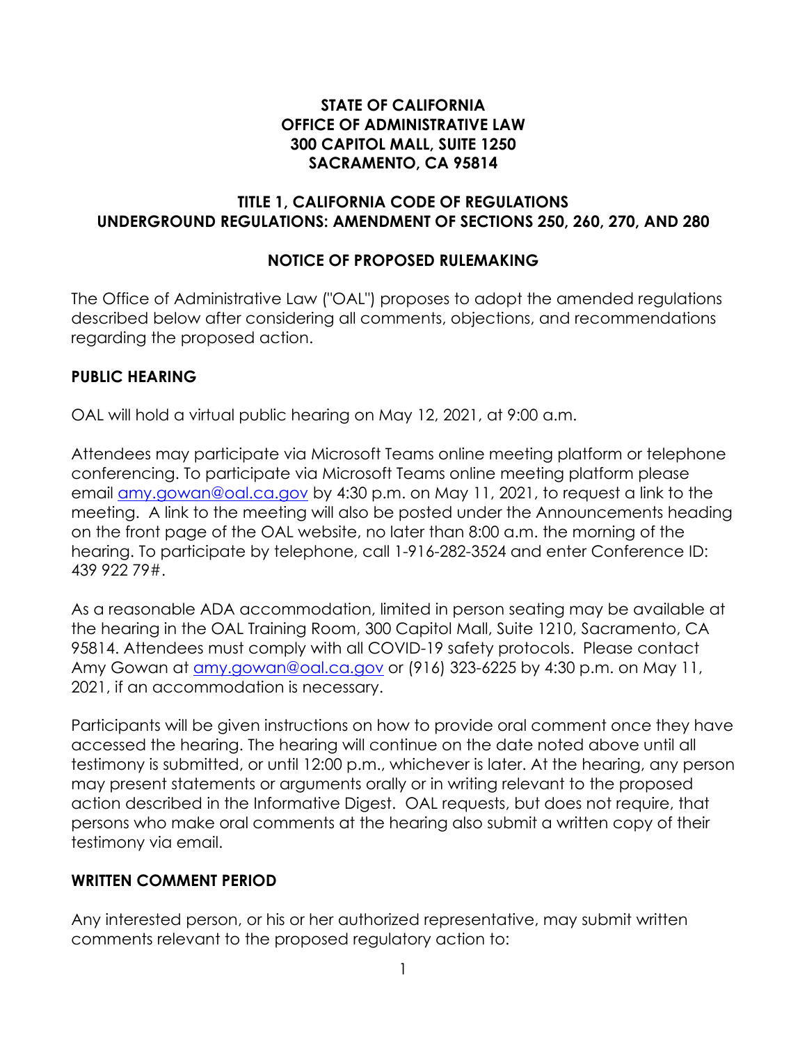**STATE OF CALIFORNIA**
**OFFICE OF ADMINISTRATIVE LAW**
**300 CAPITOL MALL, SUITE 1250**
**SACRAMENTO, CA 95814**

**TITLE 1, CALIFORNIA CODE OF REGULATIONS**
**UNDERGROUND REGULATIONS: AMENDMENT OF SECTIONS 250, 260, 270, AND 280**

## NOTICE OF PROPOSED RULEMAKING

The Office of Administrative Law ("OAL") proposes to adopt the amended regulations described below after considering all comments, objections, and recommendations regarding the proposed action.

### PUBLIC HEARING

OAL will hold a virtual public hearing on May 12, 2021, at 9:00 a.m.

Attendees may participate via Microsoft Teams online meeting platform or telephone conferencing. To participate via Microsoft Teams online meeting platform please email amy.gowan@oal.ca.gov by 4:30 p.m. on May 11, 2021, to request a link to the meeting. A link to the meeting will also be posted under the Announcements heading on the front page of the OAL website, no later than 8:00 a.m. the morning of the hearing. To participate by telephone, call 1-916-282-3524 and enter Conference ID: 439 922 79#.

As a reasonable ADA accommodation, limited in person seating may be available at the hearing in the OAL Training Room, 300 Capitol Mall, Suite 1210, Sacramento, CA 95814. Attendees must comply with all COVID-19 safety protocols. Please contact Amy Gowan at amy.gowan@oal.ca.gov or (916) 323-6225 by 4:30 p.m. on May 11, 2021, if an accommodation is necessary.

Participants will be given instructions on how to provide oral comment once they have accessed the hearing. The hearing will continue on the date noted above until all testimony is submitted, or until 12:00 p.m., whichever is later. At the hearing, any person may present statements or arguments orally or in writing relevant to the proposed action described in the Informative Digest. OAL requests, but does not require, that persons who make oral comments at the hearing also submit a written copy of their testimony via email.

### WRITTEN COMMENT PERIOD

Any interested person, or his or her authorized representative, may submit written comments relevant to the proposed regulatory action to: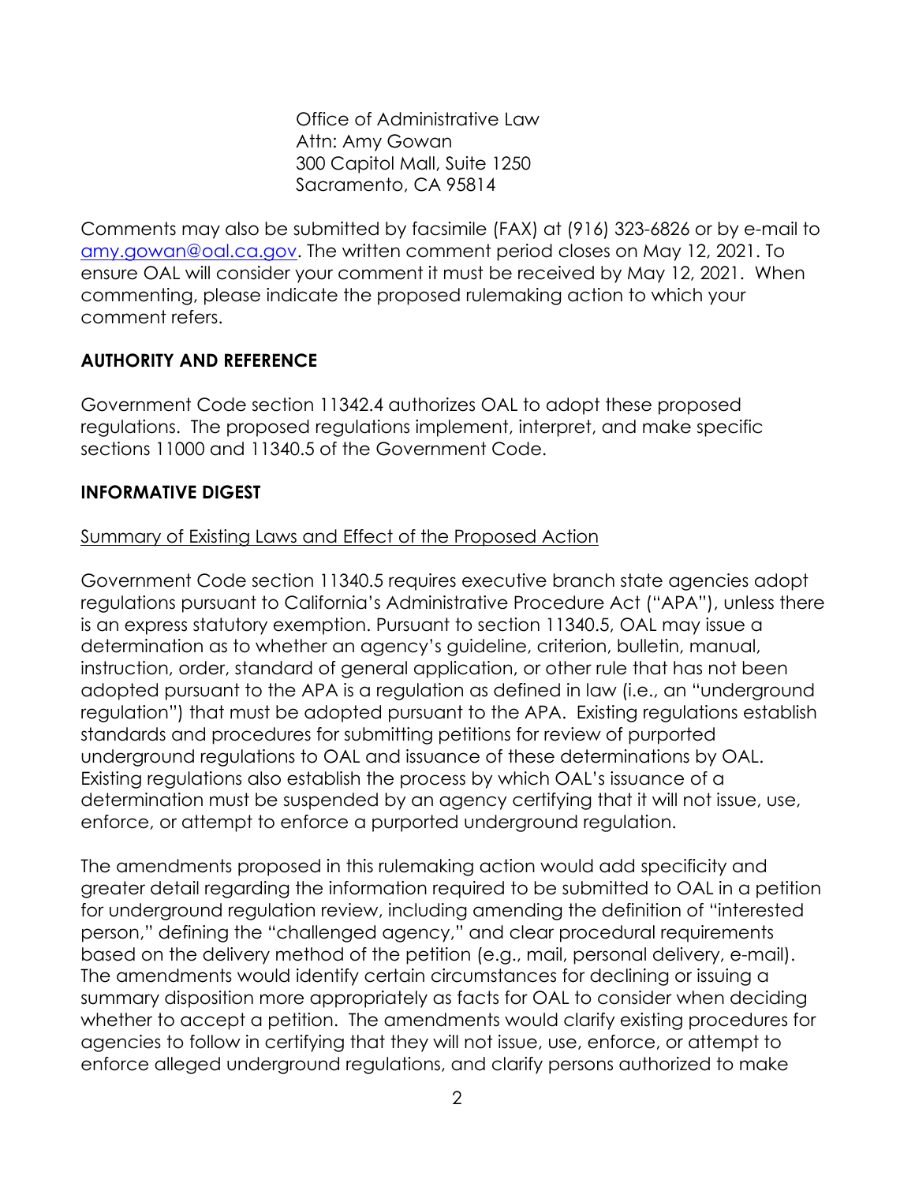Office of Administrative Law
Attn: Amy Gowan
300 Capitol Mall, Suite 1250
Sacramento, CA 95814

Comments may also be submitted by facsimile (FAX) at (916) 323-6826 or by e-mail to [amy.gowan@oal.ca.gov](mailto:amy.gowan@oal.ca.gov). The written comment period closes on May 12, 2021. To ensure OAL will consider your comment it must be received by May 12, 2021. When commenting, please indicate the proposed rulemaking action to which your comment refers.

## AUTHORITY AND REFERENCE

Government Code section 11342.4 authorizes OAL to adopt these proposed regulations. The proposed regulations implement, interpret, and make specific sections 11000 and 11340.5 of the Government Code.

## INFORMATIVE DIGEST

Summary of Existing Laws and Effect of the Proposed Action

Government Code section 11340.5 requires executive branch state agencies adopt regulations pursuant to California's Administrative Procedure Act ("APA"), unless there is an express statutory exemption. Pursuant to section 11340.5, OAL may issue a determination as to whether an agency's guideline, criterion, bulletin, manual, instruction, order, standard of general application, or other rule that has not been adopted pursuant to the APA is a regulation as defined in law (i.e., an "underground regulation") that must be adopted pursuant to the APA. Existing regulations establish standards and procedures for submitting petitions for review of purported underground regulations to OAL and issuance of these determinations by OAL. Existing regulations also establish the process by which OAL's issuance of a determination must be suspended by an agency certifying that it will not issue, use, enforce, or attempt to enforce a purported underground regulation.

The amendments proposed in this rulemaking action would add specificity and greater detail regarding the information required to be submitted to OAL in a petition for underground regulation review, including amending the definition of "interested person," defining the "challenged agency," and clear procedural requirements based on the delivery method of the petition (e.g., mail, personal delivery, e-mail). The amendments would identify certain circumstances for declining or issuing a summary disposition more appropriately as facts for OAL to consider when deciding whether to accept a petition. The amendments would clarify existing procedures for agencies to follow in certifying that they will not issue, use, enforce, or attempt to enforce alleged underground regulations, and clarify persons authorized to make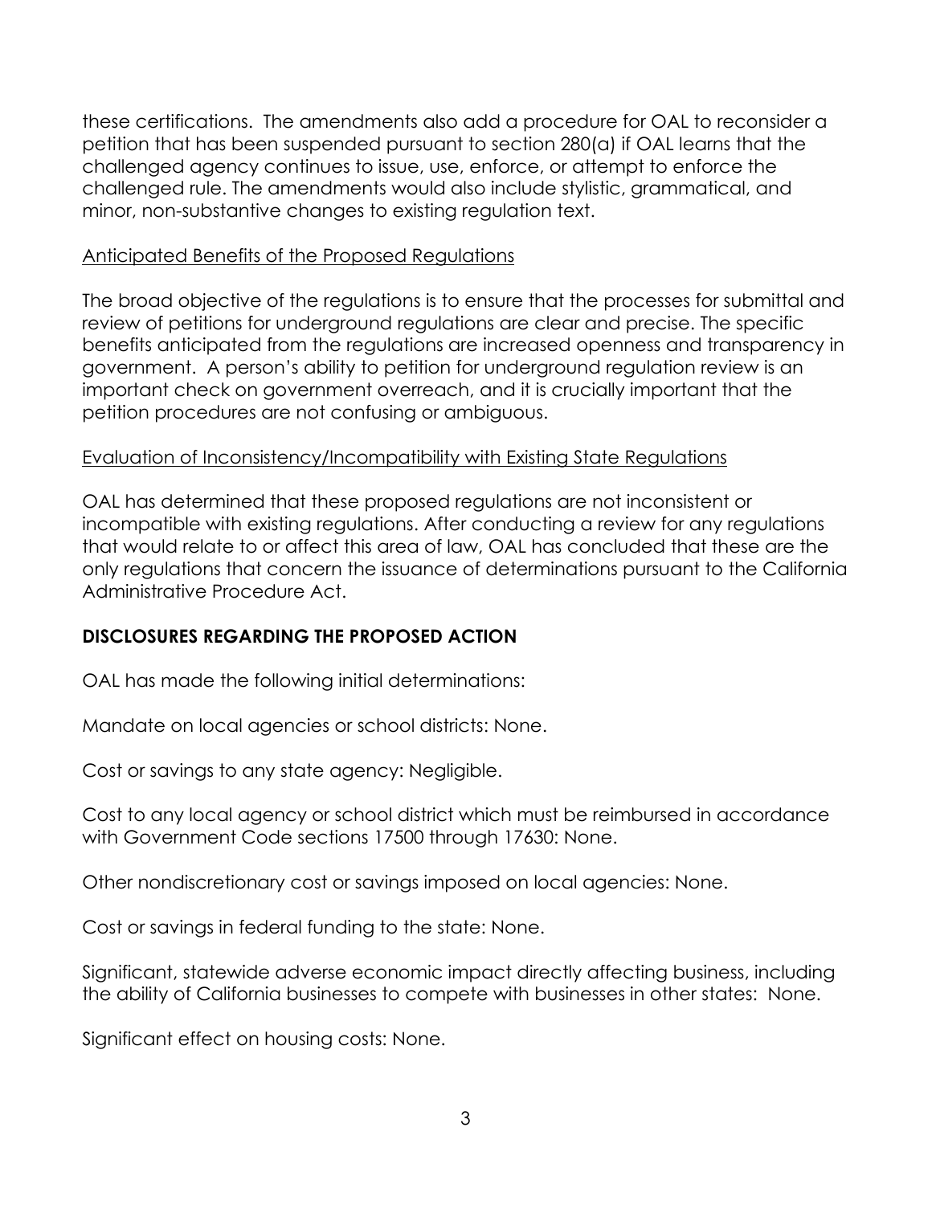these certifications. The amendments also add a procedure for OAL to reconsider a petition that has been suspended pursuant to section 280(a) if OAL learns that the challenged agency continues to issue, use, enforce, or attempt to enforce the challenged rule. The amendments would also include stylistic, grammatical, and minor, non-substantive changes to existing regulation text.

<u>Anticipated Benefits of the Proposed Regulations</u>

The broad objective of the regulations is to ensure that the processes for submittal and review of petitions for underground regulations are clear and precise. The specific benefits anticipated from the regulations are increased openness and transparency in government. A person's ability to petition for underground regulation review is an important check on government overreach, and it is crucially important that the petition procedures are not confusing or ambiguous.

<u>Evaluation of Inconsistency/Incompatibility with Existing State Regulations</u>

OAL has determined that these proposed regulations are not inconsistent or incompatible with existing regulations. After conducting a review for any regulations that would relate to or affect this area of law, OAL has concluded that these are the only regulations that concern the issuance of determinations pursuant to the California Administrative Procedure Act.

**DISCLOSURES REGARDING THE PROPOSED ACTION**

OAL has made the following initial determinations:

Mandate on local agencies or school districts: None.

Cost or savings to any state agency: Negligible.

Cost to any local agency or school district which must be reimbursed in accordance with Government Code sections 17500 through 17630: None.

Other nondiscretionary cost or savings imposed on local agencies: None.

Cost or savings in federal funding to the state: None.

Significant, statewide adverse economic impact directly affecting business, including the ability of California businesses to compete with businesses in other states: None.

Significant effect on housing costs: None.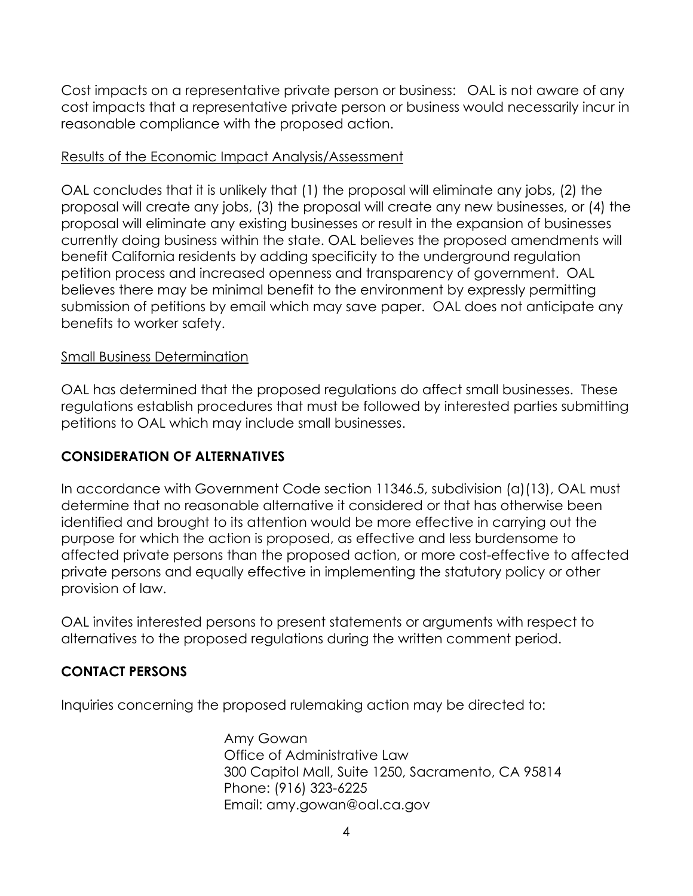Cost impacts on a representative private person or business: OAL is not aware of any cost impacts that a representative private person or business would necessarily incur in reasonable compliance with the proposed action.

<u>Results of the Economic Impact Analysis/Assessment</u>

OAL concludes that it is unlikely that (1) the proposal will eliminate any jobs, (2) the proposal will create any jobs, (3) the proposal will create any new businesses, or (4) the proposal will eliminate any existing businesses or result in the expansion of businesses currently doing business within the state. OAL believes the proposed amendments will benefit California residents by adding specificity to the underground regulation petition process and increased openness and transparency of government. OAL believes there may be minimal benefit to the environment by expressly permitting submission of petitions by email which may save paper. OAL does not anticipate any benefits to worker safety.

<u>Small Business Determination</u>

OAL has determined that the proposed regulations do affect small businesses. These regulations establish procedures that must be followed by interested parties submitting petitions to OAL which may include small businesses.

**CONSIDERATION OF ALTERNATIVES**

In accordance with Government Code section 11346.5, subdivision (a)(13), OAL must determine that no reasonable alternative it considered or that has otherwise been identified and brought to its attention would be more effective in carrying out the purpose for which the action is proposed, as effective and less burdensome to affected private persons than the proposed action, or more cost-effective to affected private persons and equally effective in implementing the statutory policy or other provision of law.

OAL invites interested persons to present statements or arguments with respect to alternatives to the proposed regulations during the written comment period.

**CONTACT PERSONS**

Inquiries concerning the proposed rulemaking action may be directed to:

Amy Gowan
Office of Administrative Law
300 Capitol Mall, Suite 1250, Sacramento, CA 95814
Phone: (916) 323-6225
Email: amy.gowan@oal.ca.gov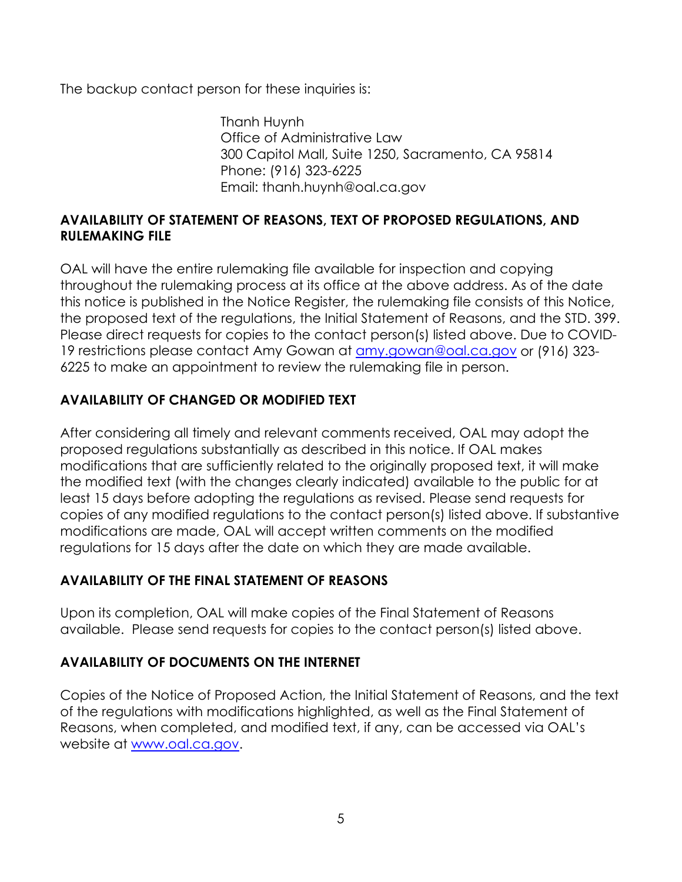The backup contact person for these inquiries is:

Thanh Huynh
Office of Administrative Law
300 Capitol Mall, Suite 1250, Sacramento, CA 95814
Phone: (916) 323-6225
Email: thanh.huynh@oal.ca.gov

## AVAILABILITY OF STATEMENT OF REASONS, TEXT OF PROPOSED REGULATIONS, AND RULEMAKING FILE

OAL will have the entire rulemaking file available for inspection and copying throughout the rulemaking process at its office at the above address. As of the date this notice is published in the Notice Register, the rulemaking file consists of this Notice, the proposed text of the regulations, the Initial Statement of Reasons, and the STD. 399. Please direct requests for copies to the contact person(s) listed above. Due to COVID-19 restrictions please contact Amy Gowan at [amy.gowan@oal.ca.gov](mailto:amy.gowan@oal.ca.gov) or (916) 323-6225 to make an appointment to review the rulemaking file in person.

## AVAILABILITY OF CHANGED OR MODIFIED TEXT

After considering all timely and relevant comments received, OAL may adopt the proposed regulations substantially as described in this notice. If OAL makes modifications that are sufficiently related to the originally proposed text, it will make the modified text (with the changes clearly indicated) available to the public for at least 15 days before adopting the regulations as revised. Please send requests for copies of any modified regulations to the contact person(s) listed above. If substantive modifications are made, OAL will accept written comments on the modified regulations for 15 days after the date on which they are made available.

## AVAILABILITY OF THE FINAL STATEMENT OF REASONS

Upon its completion, OAL will make copies of the Final Statement of Reasons available. Please send requests for copies to the contact person(s) listed above.

## AVAILABILITY OF DOCUMENTS ON THE INTERNET

Copies of the Notice of Proposed Action, the Initial Statement of Reasons, and the text of the regulations with modifications highlighted, as well as the Final Statement of Reasons, when completed, and modified text, if any, can be accessed via OAL's website at [www.oal.ca.gov](http://www.oal.ca.gov).